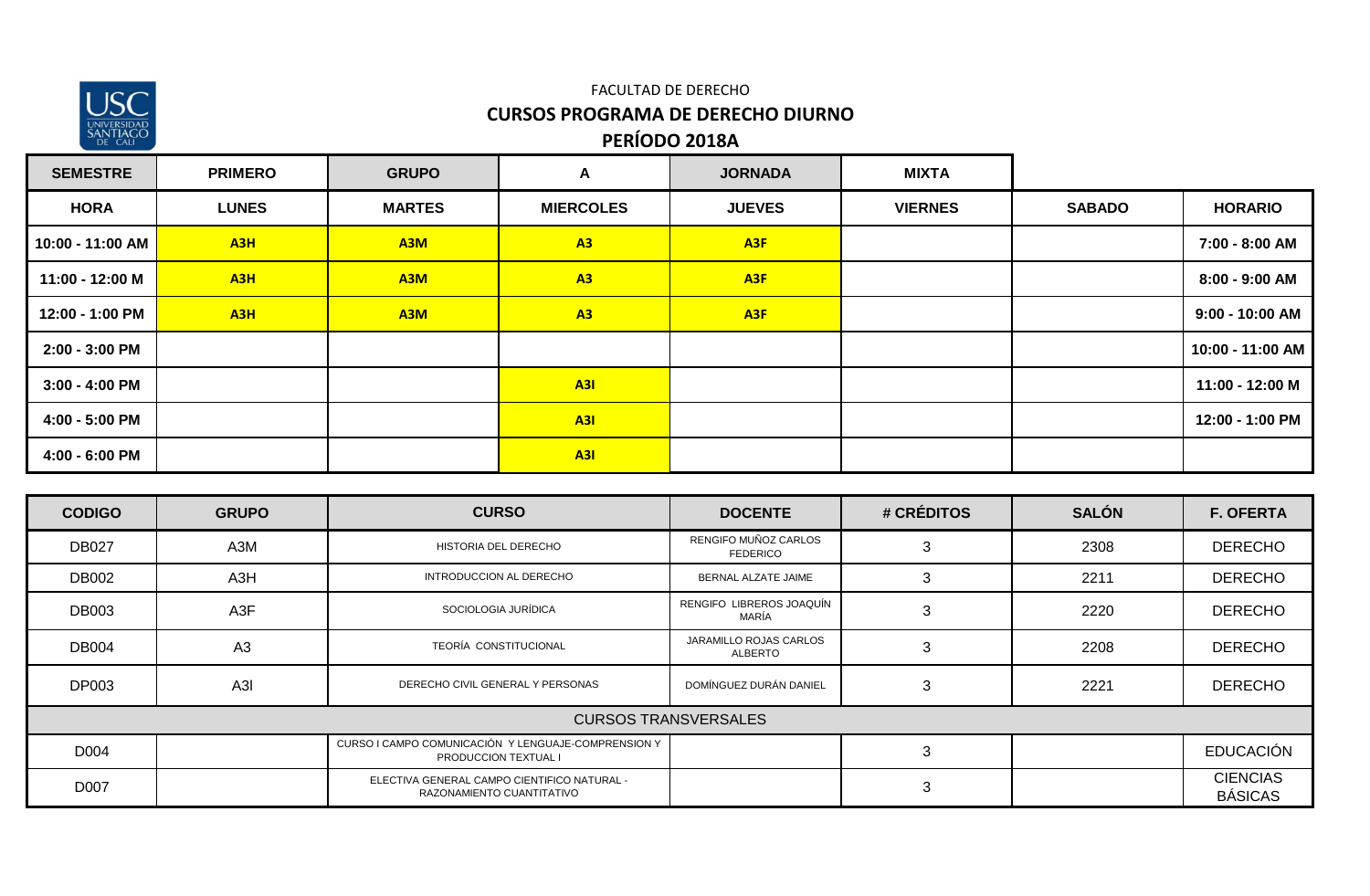FACULTAD DE DERECHO

**CURSOS PROGRAMA DE DERECHO DIURNO**

**PERÍODO 2018A**

| SEMESTRE | PRIMERO | GRUPO | A | JORNADA | MIXTA | | |
|---|---|---|---|---|---|---|---|
| **HORA** | **LUNES** | **MARTES** | **MIERCOLES** | **JUEVES** | **VIERNES** | **SABADO** | **HORARIO** |
| 10:00 - 11:00 AM | A3H | A3M | A3 | A3F | | | 7:00 - 8:00 AM |
| 11:00 - 12:00 M | A3H | A3M | A3 | A3F | | | 8:00 - 9:00 AM |
| 12:00 - 1:00 PM | A3H | A3M | A3 | A3F | | | 9:00 - 10:00 AM |
| 2:00 - 3:00 PM | | | | | | | 10:00 - 11:00 AM |
| 3:00 - 4:00 PM | | | A3I | | | | 11:00 - 12:00 M |
| 4:00 - 5:00 PM | | | A3I | | | | 12:00 - 1:00 PM |
| 4:00 - 6:00 PM | | | A3I | | | | |

| CODIGO | GRUPO | CURSO | DOCENTE | # CRÉDITOS | SALÓN | F. OFERTA |
|---|---|---|---|---|---|---|
| DB027 | A3M | HISTORIA DEL DERECHO | RENGIFO MUÑOZ CARLOS FEDERICO | 3 | 2308 | DERECHO |
| DB002 | A3H | INTRODUCCION AL DERECHO | BERNAL ALZATE JAIME | 3 | 2211 | DERECHO |
| DB003 | A3F | SOCIOLOGIA JURÍDICA | RENGIFO LIBREROS JOAQUÍN MARÍA | 3 | 2220 | DERECHO |
| DB004 | A3 | TEORÍA CONSTITUCIONAL | JARAMILLO ROJAS CARLOS ALBERTO | 3 | 2208 | DERECHO |
| DP003 | A3I | DERECHO CIVIL GENERAL Y PERSONAS | DOMÍNGUEZ DURÁN DANIEL | 3 | 2221 | DERECHO |
| CURSOS TRANSVERSALES | | | | | | |
| D004 | | CURSO I CAMPO COMUNICACIÓN Y LENGUAJE-COMPRENSION Y PRODUCCION TEXTUAL I | | 3 | | EDUCACIÓN |
| D007 | | ELECTIVA GENERAL CAMPO CIENTIFICO NATURAL - RAZONAMIENTO CUANTITATIVO | | 3 | | CIENCIAS BÁSICAS |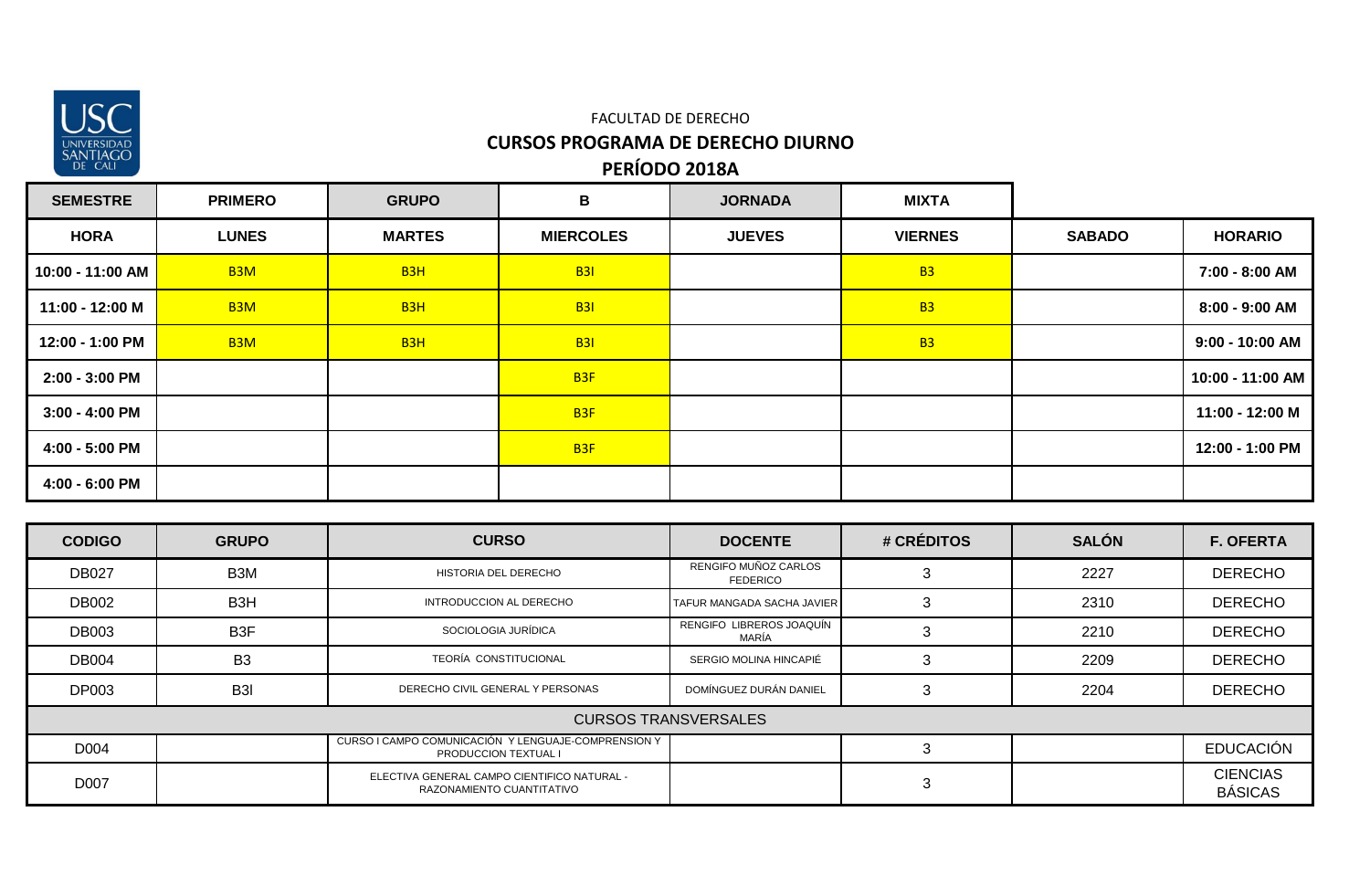FACULTAD DE DERECHO

**CURSOS PROGRAMA DE DERECHO DIURNO**

**PERÍODO 2018A**

| SEMESTRE | PRIMERO | GRUPO | B | JORNADA | MIXTA | | |
|---|---|---|---|---|---|---|---|
| **HORA** | **LUNES** | **MARTES** | **MIERCOLES** | **JUEVES** | **VIERNES** | **SABADO** | **HORARIO** |
| 10:00 - 11:00 AM | B3M | B3H | B3I | | B3 | | 7:00 - 8:00 AM |
| 11:00 - 12:00 M | B3M | B3H | B3I | | B3 | | 8:00 - 9:00 AM |
| 12:00 - 1:00 PM | B3M | B3H | B3I | | B3 | | 9:00 - 10:00 AM |
| 2:00 - 3:00 PM | | | B3F | | | | 10:00 - 11:00 AM |
| 3:00 - 4:00 PM | | | B3F | | | | 11:00 - 12:00 M |
| 4:00 - 5:00 PM | | | B3F | | | | 12:00 - 1:00 PM |
| 4:00 - 6:00 PM | | | | | | | |

| CODIGO | GRUPO | CURSO | DOCENTE | # CRÉDITOS | SALÓN | F. OFERTA |
|---|---|---|---|---|---|---|
| DB027 | B3M | HISTORIA DEL DERECHO | RENGIFO MUÑOZ CARLOS FEDERICO | 3 | 2227 | DERECHO |
| DB002 | B3H | INTRODUCCION AL DERECHO | TAFUR MANGADA SACHA JAVIER | 3 | 2310 | DERECHO |
| DB003 | B3F | SOCIOLOGIA JURÍDICA | RENGIFO LIBREROS JOAQUÍN MARÍA | 3 | 2210 | DERECHO |
| DB004 | B3 | TEORÍA CONSTITUCIONAL | SERGIO MOLINA HINCAPIÉ | 3 | 2209 | DERECHO |
| DP003 | B3I | DERECHO CIVIL GENERAL Y PERSONAS | DOMÍNGUEZ DURÁN DANIEL | 3 | 2204 | DERECHO |
| CURSOS TRANSVERSALES | | | | | | |
| D004 | | CURSO I CAMPO COMUNICACIÓN Y LENGUAJE-COMPRENSION Y PRODUCCION TEXTUAL I | | 3 | | EDUCACIÓN |
| D007 | | ELECTIVA GENERAL CAMPO CIENTIFICO NATURAL - RAZONAMIENTO CUANTITATIVO | | 3 | | CIENCIAS BÁSICAS |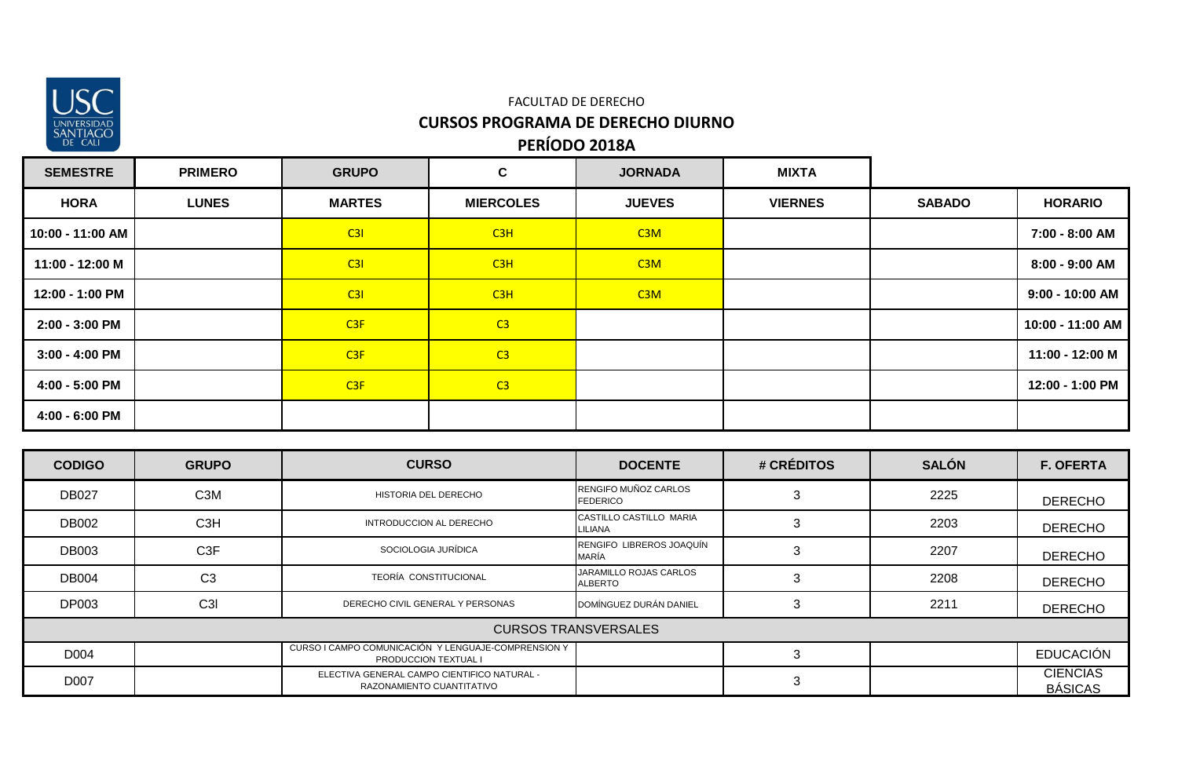FACULTAD DE DERECHO

## CURSOS PROGRAMA DE DERECHO DIURNO

## PERÍODO 2018A

| SEMESTRE | PRIMERO | GRUPO | C | JORNADA | MIXTA | | |
|---|---|---|---|---|---|---|---|
| **HORA** | **LUNES** | **MARTES** | **MIERCOLES** | **JUEVES** | **VIERNES** | **SABADO** | **HORARIO** |
| 10:00 - 11:00 AM | | C3I | C3H | C3M | | | 7:00 - 8:00 AM |
| 11:00 - 12:00 M | | C3I | C3H | C3M | | | 8:00 - 9:00 AM |
| 12:00 - 1:00 PM | | C3I | C3H | C3M | | | 9:00 - 10:00 AM |
| 2:00 - 3:00 PM | | C3F | C3 | | | | 10:00 - 11:00 AM |
| 3:00 - 4:00 PM | | C3F | C3 | | | | 11:00 - 12:00 M |
| 4:00 - 5:00 PM | | C3F | C3 | | | | 12:00 - 1:00 PM |
| 4:00 - 6:00 PM | | | | | | | |

| CODIGO | GRUPO | CURSO | DOCENTE | # CRÉDITOS | SALÓN | F. OFERTA |
|---|---|---|---|---|---|---|
| DB027 | C3M | HISTORIA DEL DERECHO | RENGIFO MUÑOZ CARLOS FEDERICO | 3 | 2225 | DERECHO |
| DB002 | C3H | INTRODUCCION AL DERECHO | CASTILLO CASTILLO MARIA LILIANA | 3 | 2203 | DERECHO |
| DB003 | C3F | SOCIOLOGIA JURÍDICA | RENGIFO LIBREROS JOAQUÍN MARÍA | 3 | 2207 | DERECHO |
| DB004 | C3 | TEORÍA CONSTITUCIONAL | JARAMILLO ROJAS CARLOS ALBERTO | 3 | 2208 | DERECHO |
| DP003 | C3I | DERECHO CIVIL GENERAL Y PERSONAS | DOMÍNGUEZ DURÁN DANIEL | 3 | 2211 | DERECHO |
| CURSOS TRANSVERSALES | | | | | | |
| D004 | | CURSO I CAMPO COMUNICACIÓN Y LENGUAJE-COMPRENSION Y PRODUCCION TEXTUAL I | | 3 | | EDUCACIÓN |
| D007 | | ELECTIVA GENERAL CAMPO CIENTIFICO NATURAL - RAZONAMIENTO CUANTITATIVO | | 3 | | CIENCIAS BÁSICAS |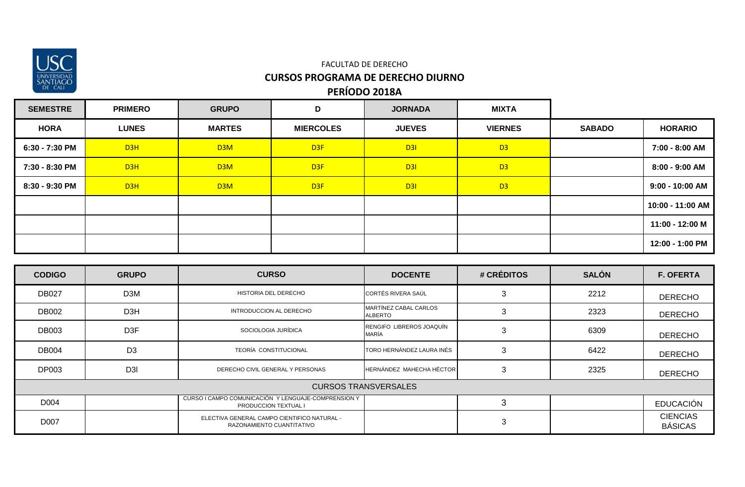FACULTAD DE DERECHO

## CURSOS PROGRAMA DE DERECHO DIURNO

## PERÍODO 2018A

| SEMESTRE | PRIMERO | GRUPO | D | JORNADA | MIXTA | | |
|---|---|---|---|---|---|---|---|
| **HORA** | **LUNES** | **MARTES** | **MIERCOLES** | **JUEVES** | **VIERNES** | **SABADO** | **HORARIO** |
| 6:30 - 7:30 PM | D3H | D3M | D3F | D3I | D3 | | 7:00 - 8:00 AM |
| 7:30 - 8:30 PM | D3H | D3M | D3F | D3I | D3 | | 8:00 - 9:00 AM |
| 8:30 - 9:30 PM | D3H | D3M | D3F | D3I | D3 | | 9:00 - 10:00 AM |
| | | | | | | | 10:00 - 11:00 AM |
| | | | | | | | 11:00 - 12:00 M |
| | | | | | | | 12:00 - 1:00 PM |

| CODIGO | GRUPO | CURSO | DOCENTE | # CRÉDITOS | SALÓN | F. OFERTA |
|---|---|---|---|---|---|---|
| DB027 | D3M | HISTORIA DEL DERECHO | CORTÉS RIVERA SAÚL | 3 | 2212 | DERECHO |
| DB002 | D3H | INTRODUCCION AL DERECHO | MARTÍNEZ CABAL CARLOS ALBERTO | 3 | 2323 | DERECHO |
| DB003 | D3F | SOCIOLOGIA JURÍDICA | RENGIFO LIBREROS JOAQUÍN MARÍA | 3 | 6309 | DERECHO |
| DB004 | D3 | TEORÍA CONSTITUCIONAL | TORO HERNÁNDEZ LAURA INÉS | 3 | 6422 | DERECHO |
| DP003 | D3I | DERECHO CIVIL GENERAL Y PERSONAS | HERNÁNDEZ MAHECHA HÉCTOR | 3 | 2325 | DERECHO |
| CURSOS TRANSVERSALES | | | | | | |
| D004 | | CURSO I CAMPO COMUNICACIÓN Y LENGUAJE-COMPRENSION Y PRODUCCION TEXTUAL I | | 3 | | EDUCACIÓN |
| D007 | | ELECTIVA GENERAL CAMPO CIENTIFICO NATURAL - RAZONAMIENTO CUANTITATIVO | | 3 | | CIENCIAS BÁSICAS |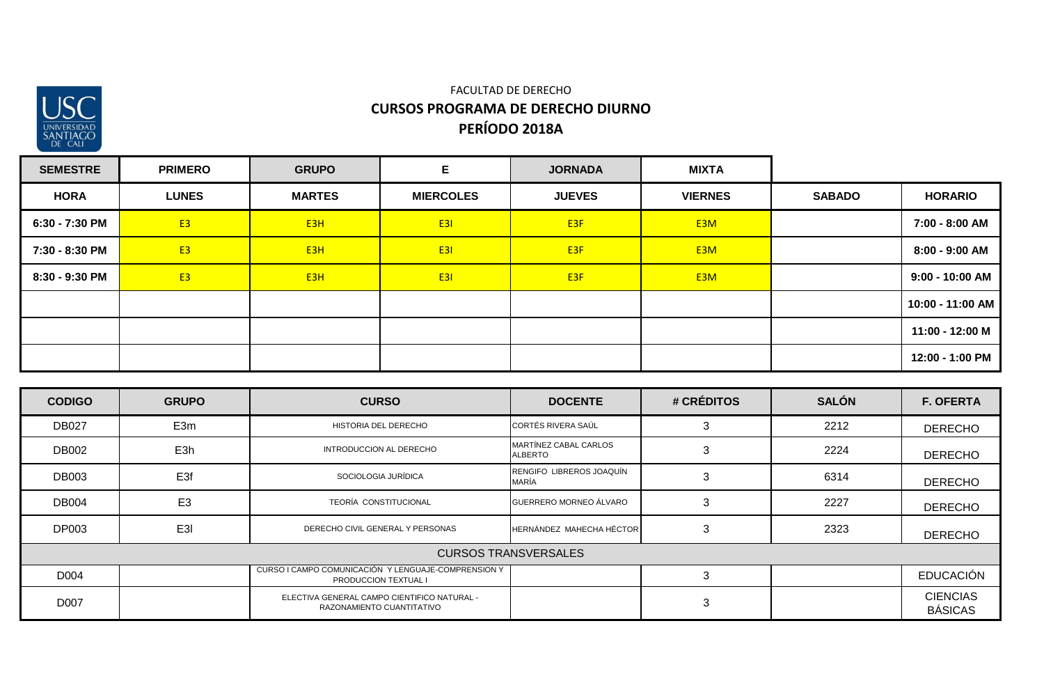FACULTAD DE DERECHO

## CURSOS PROGRAMA DE DERECHO DIURNO

## PERÍODO 2018A

| SEMESTRE | PRIMERO | GRUPO | E | JORNADA | MIXTA | | |
|---|---|---|---|---|---|---|---|
| **HORA** | **LUNES** | **MARTES** | **MIERCOLES** | **JUEVES** | **VIERNES** | **SABADO** | **HORARIO** |
| 6:30 - 7:30 PM | E3 | E3H | E3I | E3F | E3M | | 7:00 - 8:00 AM |
| 7:30 - 8:30 PM | E3 | E3H | E3I | E3F | E3M | | 8:00 - 9:00 AM |
| 8:30 - 9:30 PM | E3 | E3H | E3I | E3F | E3M | | 9:00 - 10:00 AM |
| | | | | | | | 10:00 - 11:00 AM |
| | | | | | | | 11:00 - 12:00 M |
| | | | | | | | 12:00 - 1:00 PM |

| CODIGO | GRUPO | CURSO | DOCENTE | # CRÉDITOS | SALÓN | F. OFERTA |
|---|---|---|---|---|---|---|
| DB027 | E3m | HISTORIA DEL DERECHO | CORTÉS RIVERA SAÚL | 3 | 2212 | DERECHO |
| DB002 | E3h | INTRODUCCION AL DERECHO | MARTÍNEZ CABAL CARLOS ALBERTO | 3 | 2224 | DERECHO |
| DB003 | E3f | SOCIOLOGIA JURÍDICA | RENGIFO LIBREROS JOAQUÍN MARÍA | 3 | 6314 | DERECHO |
| DB004 | E3 | TEORÍA CONSTITUCIONAL | GUERRERO MORNEO ÁLVARO | 3 | 2227 | DERECHO |
| DP003 | E3l | DERECHO CIVIL GENERAL Y PERSONAS | HERNÁNDEZ MAHECHA HÉCTOR | 3 | 2323 | DERECHO |
| CURSOS TRANSVERSALES | | | | | | |
| D004 | | CURSO I CAMPO COMUNICACIÓN Y LENGUAJE-COMPRENSION Y PRODUCCION TEXTUAL I | | 3 | | EDUCACIÓN |
| D007 | | ELECTIVA GENERAL CAMPO CIENTIFICO NATURAL - RAZONAMIENTO CUANTITATIVO | | 3 | | CIENCIAS BÁSICAS |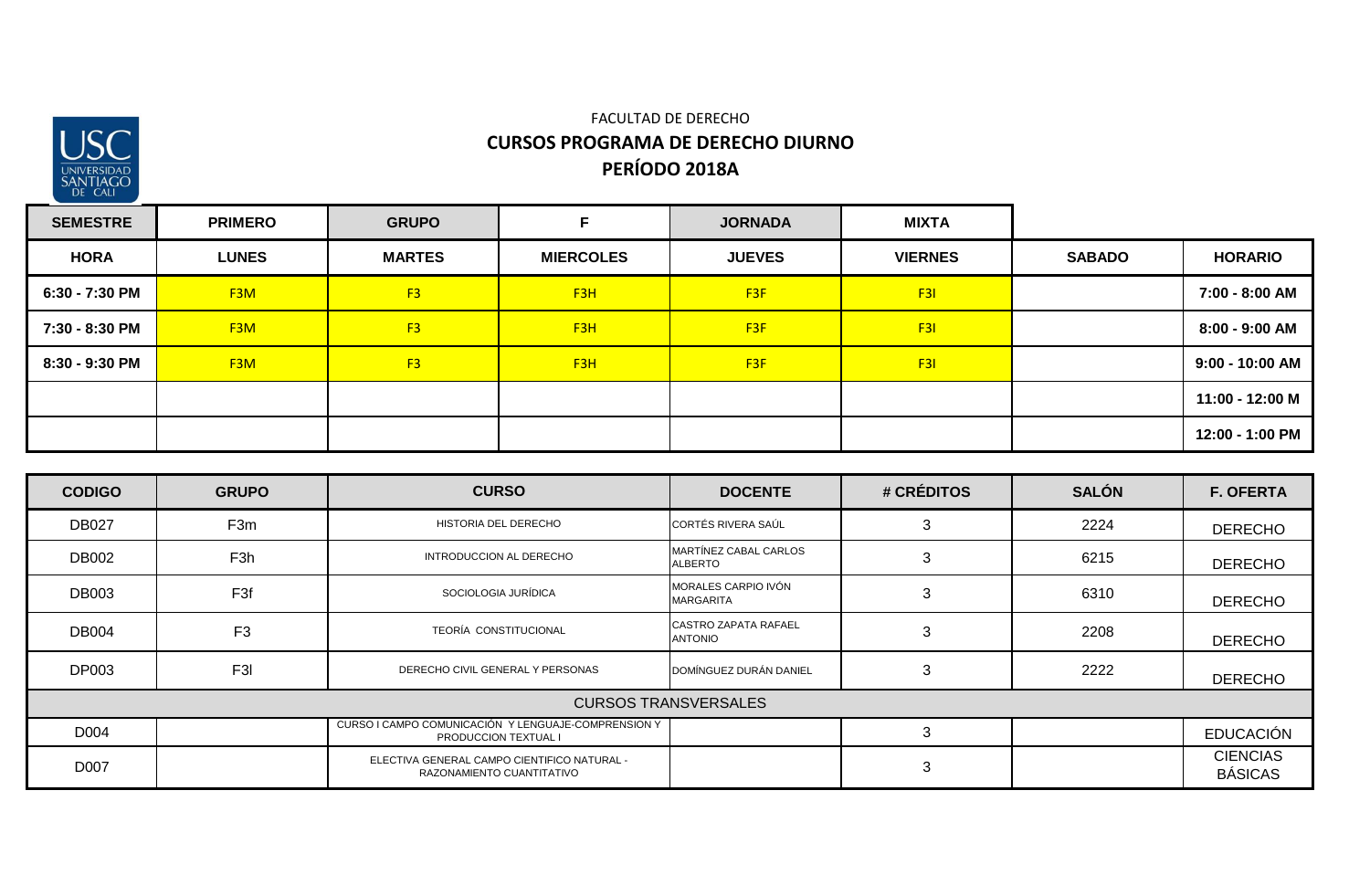FACULTAD DE DERECHO

**CURSOS PROGRAMA DE DERECHO DIURNO**

**PERÍODO 2018A**

| SEMESTRE | PRIMERO | GRUPO | F | JORNADA | MIXTA | | |
|---|---|---|---|---|---|---|---|
| **HORA** | **LUNES** | **MARTES** | **MIERCOLES** | **JUEVES** | **VIERNES** | **SABADO** | **HORARIO** |
| 6:30 - 7:30 PM | F3M | F3 | F3H | F3F | F3I | | 7:00 - 8:00 AM |
| 7:30 - 8:30 PM | F3M | F3 | F3H | F3F | F3I | | 8:00 - 9:00 AM |
| 8:30 - 9:30 PM | F3M | F3 | F3H | F3F | F3I | | 9:00 - 10:00 AM |
| | | | | | | | 11:00 - 12:00 M |
| | | | | | | | 12:00 - 1:00 PM |

| CODIGO | GRUPO | CURSO | DOCENTE | # CRÉDITOS | SALÓN | F. OFERTA |
|---|---|---|---|---|---|---|
| DB027 | F3m | HISTORIA DEL DERECHO | CORTÉS RIVERA SAÚL | 3 | 2224 | DERECHO |
| DB002 | F3h | INTRODUCCION AL DERECHO | MARTÍNEZ CABAL CARLOS ALBERTO | 3 | 6215 | DERECHO |
| DB003 | F3f | SOCIOLOGIA JURÍDICA | MORALES CARPIO IVÓN MARGARITA | 3 | 6310 | DERECHO |
| DB004 | F3 | TEORÍA CONSTITUCIONAL | CASTRO ZAPATA RAFAEL ANTONIO | 3 | 2208 | DERECHO |
| DP003 | F3l | DERECHO CIVIL GENERAL Y PERSONAS | DOMÍNGUEZ DURÁN DANIEL | 3 | 2222 | DERECHO |
| CURSOS TRANSVERSALES | | | | | | |
| D004 | | CURSO I CAMPO COMUNICACIÓN Y LENGUAJE-COMPRENSION Y PRODUCCION TEXTUAL I | | 3 | | EDUCACIÓN |
| D007 | | ELECTIVA GENERAL CAMPO CIENTIFICO NATURAL - RAZONAMIENTO CUANTITATIVO | | 3 | | CIENCIAS BÁSICAS |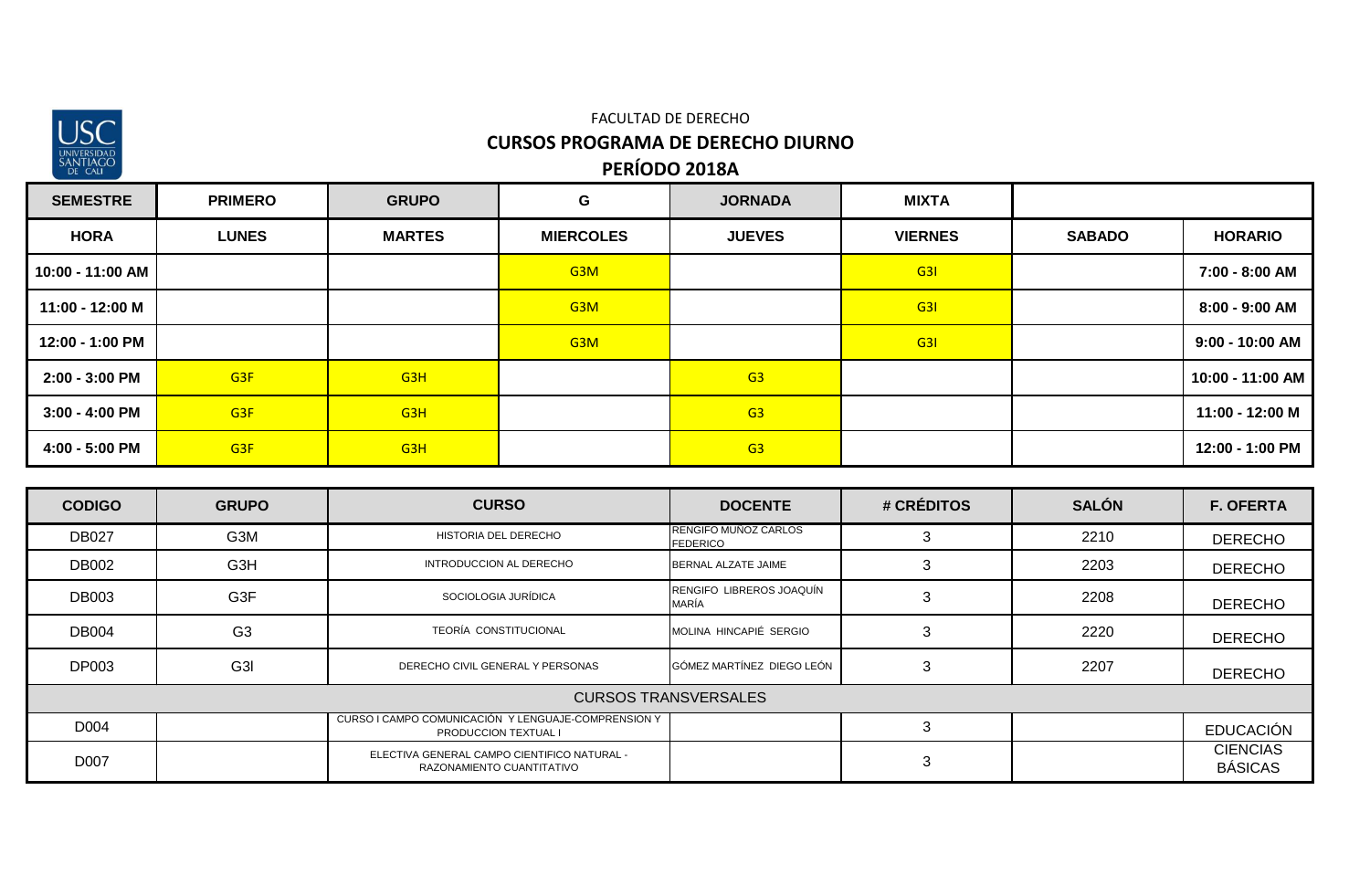FACULTAD DE DERECHO

## CURSOS PROGRAMA DE DERECHO DIURNO

## PERÍODO 2018A

| SEMESTRE | PRIMERO | GRUPO | G | JORNADA | MIXTA | | |
|---|---|---|---|---|---|---|---|
| **HORA** | **LUNES** | **MARTES** | **MIERCOLES** | **JUEVES** | **VIERNES** | **SABADO** | **HORARIO** |
| 10:00 - 11:00 AM | | | G3M | | G3I | | 7:00 - 8:00 AM |
| 11:00 - 12:00 M | | | G3M | | G3I | | 8:00 - 9:00 AM |
| 12:00 - 1:00 PM | | | G3M | | G3I | | 9:00 - 10:00 AM |
| 2:00 - 3:00 PM | G3F | G3H | | G3 | | | 10:00 - 11:00 AM |
| 3:00 - 4:00 PM | G3F | G3H | | G3 | | | 11:00 - 12:00 M |
| 4:00 - 5:00 PM | G3F | G3H | | G3 | | | 12:00 - 1:00 PM |

| CODIGO | GRUPO | CURSO | DOCENTE | # CRÉDITOS | SALÓN | F. OFERTA |
|---|---|---|---|---|---|---|
| DB027 | G3M | HISTORIA DEL DERECHO | RENGIFO MUÑOZ CARLOS FEDERICO | 3 | 2210 | DERECHO |
| DB002 | G3H | INTRODUCCION AL DERECHO | BERNAL ALZATE JAIME | 3 | 2203 | DERECHO |
| DB003 | G3F | SOCIOLOGIA JURÍDICA | RENGIFO LIBREROS JOAQUÍN MARÍA | 3 | 2208 | DERECHO |
| DB004 | G3 | TEORÍA CONSTITUCIONAL | MOLINA HINCAPIÉ SERGIO | 3 | 2220 | DERECHO |
| DP003 | G3I | DERECHO CIVIL GENERAL Y PERSONAS | GÓMEZ MARTÍNEZ DIEGO LEÓN | 3 | 2207 | DERECHO |
| CURSOS TRANSVERSALES | | | | | | |
| D004 | | CURSO I CAMPO COMUNICACIÓN Y LENGUAJE-COMPRENSION Y PRODUCCION TEXTUAL I | | 3 | | EDUCACIÓN |
| D007 | | ELECTIVA GENERAL CAMPO CIENTIFICO NATURAL - RAZONAMIENTO CUANTITATIVO | | 3 | | CIENCIAS BÁSICAS |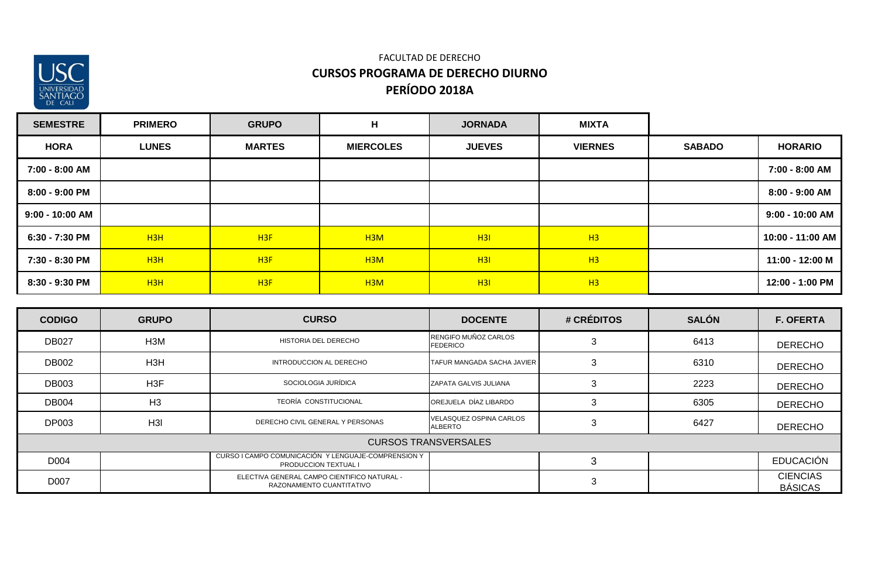FACULTAD DE DERECHO

**CURSOS PROGRAMA DE DERECHO DIURNO**

**PERÍODO 2018A**

| SEMESTRE | PRIMERO | GRUPO | H | JORNADA | MIXTA | | |
|---|---|---|---|---|---|---|---|
| **HORA** | **LUNES** | **MARTES** | **MIERCOLES** | **JUEVES** | **VIERNES** | **SABADO** | **HORARIO** |
| 7:00 - 8:00 AM | | | | | | | 7:00 - 8:00 AM |
| 8:00 - 9:00 PM | | | | | | | 8:00 - 9:00 AM |
| 9:00 - 10:00 AM | | | | | | | 9:00 - 10:00 AM |
| 6:30 - 7:30 PM | H3H | H3F | H3M | H3I | H3 | | 10:00 - 11:00 AM |
| 7:30 - 8:30 PM | H3H | H3F | H3M | H3I | H3 | | 11:00 - 12:00 M |
| 8:30 - 9:30 PM | H3H | H3F | H3M | H3I | H3 | | 12:00 - 1:00 PM |

| CODIGO | GRUPO | CURSO | DOCENTE | # CRÉDITOS | SALÓN | F. OFERTA |
|---|---|---|---|---|---|---|
| DB027 | H3M | HISTORIA DEL DERECHO | RENGIFO MUÑOZ CARLOS FEDERICO | 3 | 6413 | DERECHO |
| DB002 | H3H | INTRODUCCION AL DERECHO | TAFUR MANGADA SACHA JAVIER | 3 | 6310 | DERECHO |
| DB003 | H3F | SOCIOLOGIA JURÍDICA | ZAPATA GALVIS JULIANA | 3 | 2223 | DERECHO |
| DB004 | H3 | TEORÍA CONSTITUCIONAL | OREJUELA DÍAZ LIBARDO | 3 | 6305 | DERECHO |
| DP003 | H3I | DERECHO CIVIL GENERAL Y PERSONAS | VELASQUEZ OSPINA CARLOS ALBERTO | 3 | 6427 | DERECHO |
| CURSOS TRANSVERSALES | | | | | | |
| D004 | | CURSO I CAMPO COMUNICACIÓN Y LENGUAJE-COMPRENSION Y PRODUCCION TEXTUAL I | | 3 | | EDUCACIÓN |
| D007 | | ELECTIVA GENERAL CAMPO CIENTIFICO NATURAL - RAZONAMIENTO CUANTITATIVO | | 3 | | CIENCIAS BÁSICAS |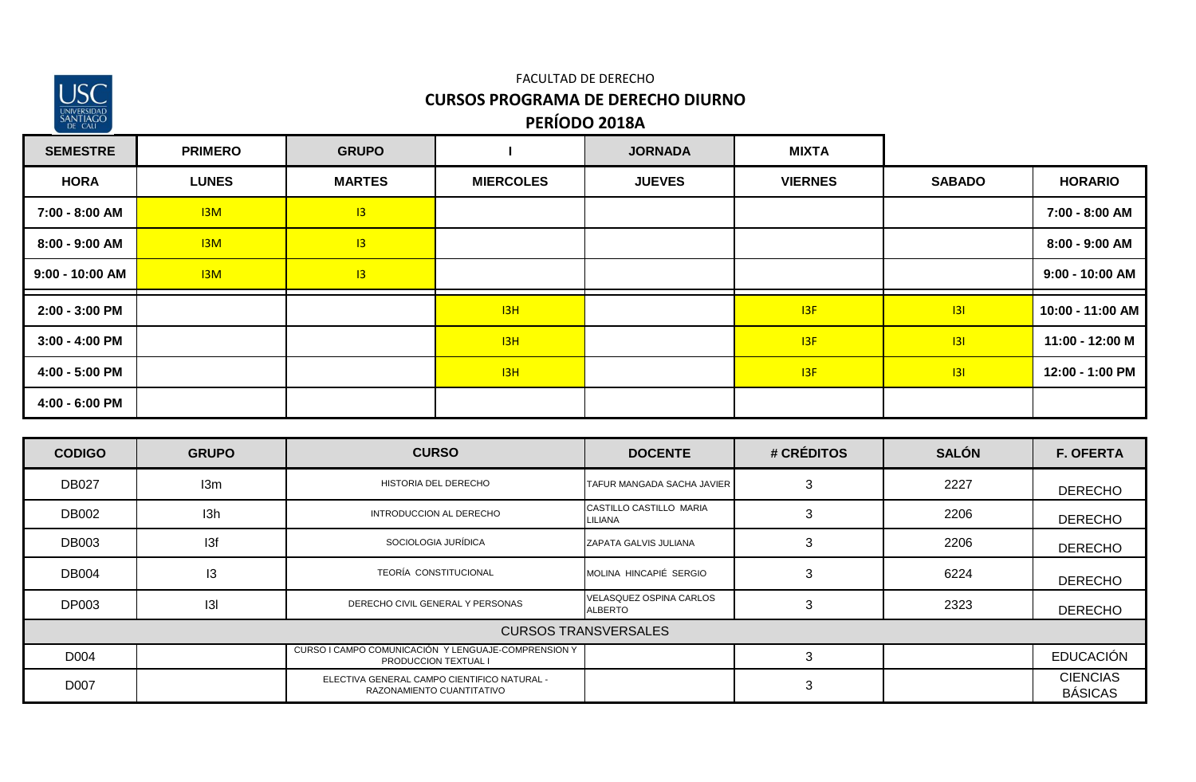FACULTAD DE DERECHO

## CURSOS PROGRAMA DE DERECHO DIURNO

## PERÍODO 2018A

| SEMESTRE | PRIMERO | GRUPO | I | JORNADA | MIXTA | | |
|---|---|---|---|---|---|---|---|
| **HORA** | **LUNES** | **MARTES** | **MIERCOLES** | **JUEVES** | **VIERNES** | **SABADO** | **HORARIO** |
| 7:00 - 8:00 AM | I3M | I3 | | | | | 7:00 - 8:00 AM |
| 8:00 - 9:00 AM | I3M | I3 | | | | | 8:00 - 9:00 AM |
| 9:00 - 10:00 AM | I3M | I3 | | | | | 9:00 - 10:00 AM |
| 2:00 - 3:00 PM | | | I3H | | I3F | I3I | 10:00 - 11:00 AM |
| 3:00 - 4:00 PM | | | I3H | | I3F | I3I | 11:00 - 12:00 M |
| 4:00 - 5:00 PM | | | I3H | | I3F | I3I | 12:00 - 1:00 PM |
| 4:00 - 6:00 PM | | | | | | | |

| CODIGO | GRUPO | CURSO | DOCENTE | # CRÉDITOS | SALÓN | F. OFERTA |
|---|---|---|---|---|---|---|
| DB027 | I3m | HISTORIA DEL DERECHO | TAFUR MANGADA SACHA JAVIER | 3 | 2227 | DERECHO |
| DB002 | I3h | INTRODUCCION AL DERECHO | CASTILLO CASTILLO MARIA LILIANA | 3 | 2206 | DERECHO |
| DB003 | I3f | SOCIOLOGIA JURÍDICA | ZAPATA GALVIS JULIANA | 3 | 2206 | DERECHO |
| DB004 | I3 | TEORÍA CONSTITUCIONAL | MOLINA HINCAPIÉ SERGIO | 3 | 6224 | DERECHO |
| DP003 | I3l | DERECHO CIVIL GENERAL Y PERSONAS | VELASQUEZ OSPINA CARLOS ALBERTO | 3 | 2323 | DERECHO |
| CURSOS TRANSVERSALES | | | | | | |
| D004 | | CURSO I CAMPO COMUNICACIÓN Y LENGUAJE-COMPRENSION Y PRODUCCION TEXTUAL I | | 3 | | EDUCACIÓN |
| D007 | | ELECTIVA GENERAL CAMPO CIENTIFICO NATURAL - RAZONAMIENTO CUANTITATIVO | | 3 | | CIENCIAS BÁSICAS |